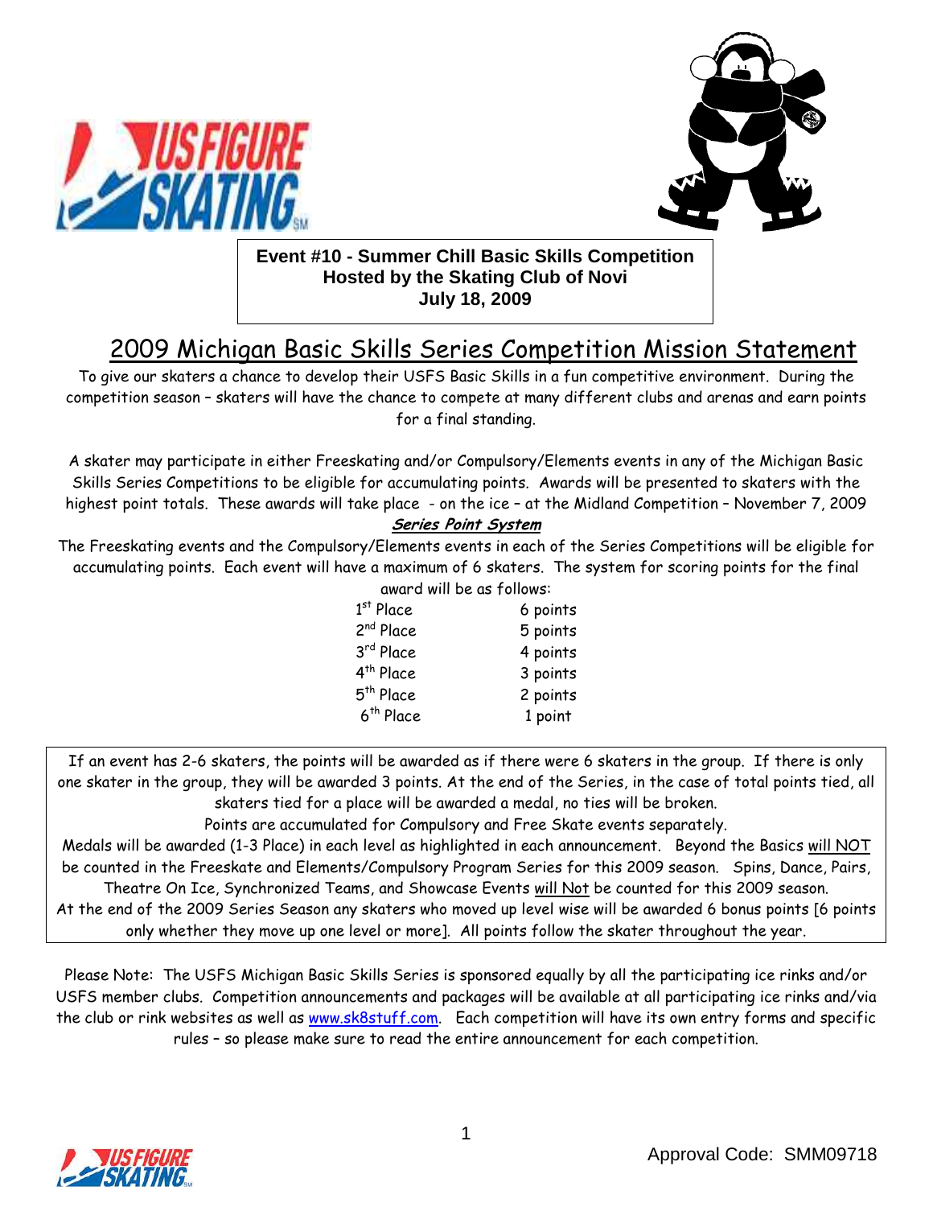**Event #10 - Summer Chill Basic Skills Competition**
**Hosted by the Skating Club of Novi**
**July 18, 2009**

# 2009 Michigan Basic Skills Series Competition Mission Statement

To give our skaters a chance to develop their USFS Basic Skills in a fun competitive environment. During the competition season – skaters will have the chance to compete at many different clubs and arenas and earn points for a final standing.

A skater may participate in either Freeskating and/or Compulsory/Elements events in any of the Michigan Basic Skills Series Competitions to be eligible for accumulating points. Awards will be presented to skaters with the highest point totals. These awards will take place - on the ice – at the Midland Competition – November 7, 2009

## *Series Point System*

The Freeskating events and the Compulsory/Elements events in each of the Series Competitions will be eligible for accumulating points. Each event will have a maximum of 6 skaters. The system for scoring points for the final award will be as follows:

| Place | Points |
|---|---|
| 1st Place | 6 points |
| 2nd Place | 5 points |
| 3rd Place | 4 points |
| 4th Place | 3 points |
| 5th Place | 2 points |
| 6th Place | 1 point |

If an event has 2-6 skaters, the points will be awarded as if there were 6 skaters in the group. If there is only one skater in the group, they will be awarded 3 points. At the end of the Series, in the case of total points tied, all skaters tied for a place will be awarded a medal, no ties will be broken.

Points are accumulated for Compulsory and Free Skate events separately.

Medals will be awarded (1-3 Place) in each level as highlighted in each announcement. Beyond the Basics will NOT be counted in the Freeskate and Elements/Compulsory Program Series for this 2009 season. Spins, Dance, Pairs, Theatre On Ice, Synchronized Teams, and Showcase Events will Not be counted for this 2009 season.

At the end of the 2009 Series Season any skaters who moved up level wise will be awarded 6 bonus points [6 points only whether they move up one level or more]. All points follow the skater throughout the year.

Please Note: The USFS Michigan Basic Skills Series is sponsored equally by all the participating ice rinks and/or USFS member clubs. Competition announcements and packages will be available at all participating ice rinks and/via the club or rink websites as well as www.sk8stuff.com. Each competition will have its own entry forms and specific rules – so please make sure to read the entire announcement for each competition.

Approval Code: SMM09718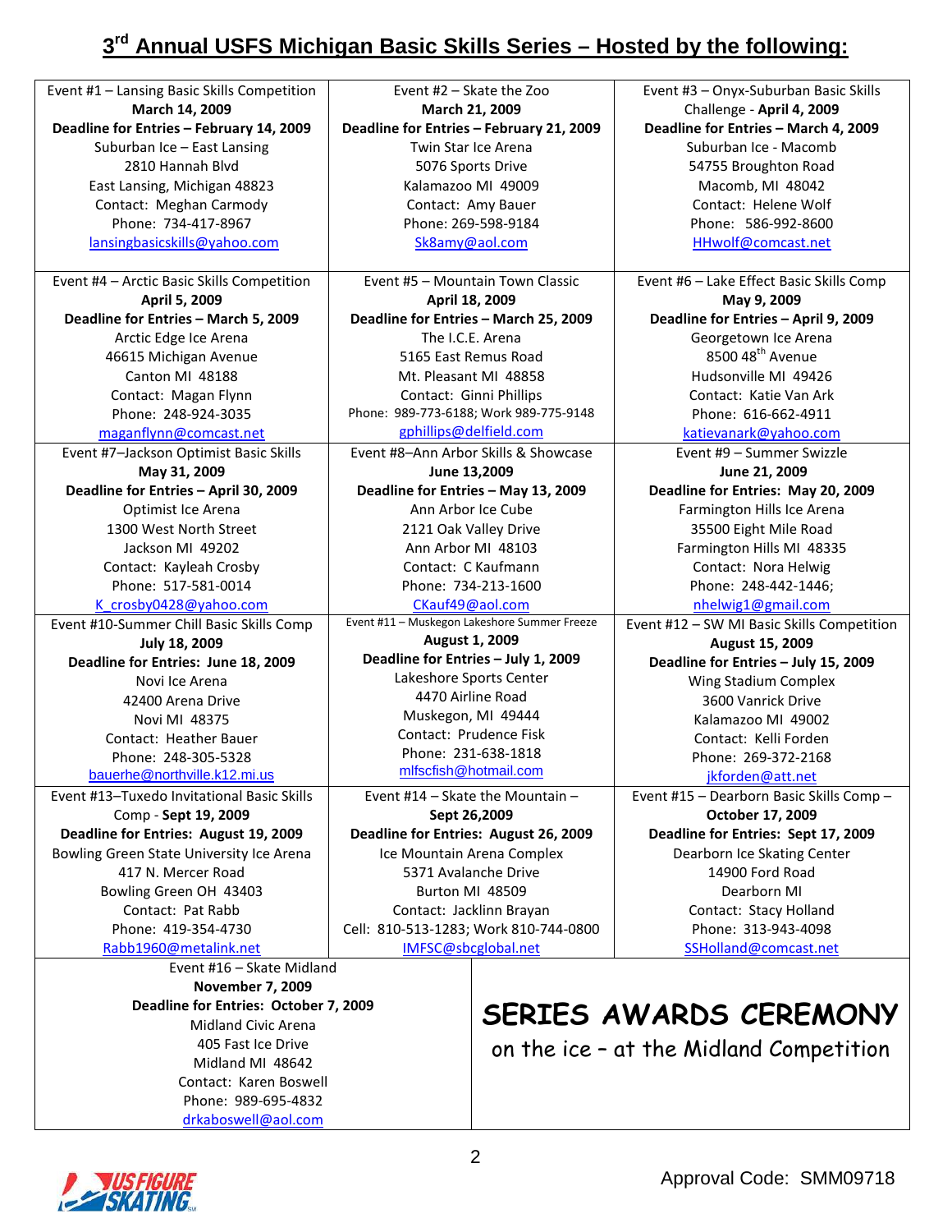# 3rd Annual USFS Michigan Basic Skills Series – Hosted by the following:

| | | |
|---|---|---|
| Event #1 – Lansing Basic Skills Competition<br>**March 14, 2009**<br>**Deadline for Entries – February 14, 2009**<br>Suburban Ice – East Lansing<br>2810 Hannah Blvd<br>East Lansing, Michigan 48823<br>Contact: Meghan Carmody<br>Phone: 734-417-8967<br>lansingbasicskills@yahoo.com | Event #2 – Skate the Zoo<br>**March 21, 2009**<br>**Deadline for Entries – February 21, 2009**<br>Twin Star Ice Arena<br>5076 Sports Drive<br>Kalamazoo MI 49009<br>Contact: Amy Bauer<br>Phone: 269-598-9184<br>Sk8amy@aol.com | Event #3 – Onyx-Suburban Basic Skills Challenge - **April 4, 2009**<br>**Deadline for Entries – March 4, 2009**<br>Suburban Ice - Macomb<br>54755 Broughton Road<br>Macomb, MI 48042<br>Contact: Helene Wolf<br>Phone: 586-992-8600<br>HHwolf@comcast.net |
| Event #4 – Arctic Basic Skills Competition<br>**April 5, 2009**<br>**Deadline for Entries – March 5, 2009**<br>Arctic Edge Ice Arena<br>46615 Michigan Avenue<br>Canton MI 48188<br>Contact: Magan Flynn<br>Phone: 248-924-3035<br>maganflynn@comcast.net | Event #5 – Mountain Town Classic<br>**April 18, 2009**<br>**Deadline for Entries – March 25, 2009**<br>The I.C.E. Arena<br>5165 East Remus Road<br>Mt. Pleasant MI 48858<br>Contact: Ginni Phillips<br>Phone: 989-773-6188; Work 989-775-9148<br>gphillips@delfield.com | Event #6 – Lake Effect Basic Skills Comp<br>**May 9, 2009**<br>**Deadline for Entries – April 9, 2009**<br>Georgetown Ice Arena<br>8500 48th Avenue<br>Hudsonville MI 49426<br>Contact: Katie Van Ark<br>Phone: 616-662-4911<br>katievanark@yahoo.com |
| Event #7–Jackson Optimist Basic Skills<br>**May 31, 2009**<br>**Deadline for Entries – April 30, 2009**<br>Optimist Ice Arena<br>1300 West North Street<br>Jackson MI 49202<br>Contact: Kayleah Crosby<br>Phone: 517-581-0014<br>K_crosby0428@yahoo.com | Event #8–Ann Arbor Skills & Showcase<br>**June 13,2009**<br>**Deadline for Entries – May 13, 2009**<br>Ann Arbor Ice Cube<br>2121 Oak Valley Drive<br>Ann Arbor MI 48103<br>Contact: C Kaufmann<br>Phone: 734-213-1600<br>CKauf49@aol.com | Event #9 – Summer Swizzle<br>**June 21, 2009**<br>**Deadline for Entries: May 20, 2009**<br>Farmington Hills Ice Arena<br>35500 Eight Mile Road<br>Farmington Hills MI 48335<br>Contact: Nora Helwig<br>Phone: 248-442-1446;<br>nhelwig1@gmail.com |
| Event #10-Summer Chill Basic Skills Comp<br>**July 18, 2009**<br>**Deadline for Entries: June 18, 2009**<br>Novi Ice Arena<br>42400 Arena Drive<br>Novi MI 48375<br>Contact: Heather Bauer<br>Phone: 248-305-5328<br>bauerhe@northville.k12.mi.us | Event #11 – Muskegon Lakeshore Summer Freeze<br>**August 1, 2009**<br>**Deadline for Entries – July 1, 2009**<br>Lakeshore Sports Center<br>4470 Airline Road<br>Muskegon, MI 49444<br>Contact: Prudence Fisk<br>Phone: 231-638-1818<br>mlfscfish@hotmail.com | Event #12 – SW MI Basic Skills Competition<br>**August 15, 2009**<br>**Deadline for Entries – July 15, 2009**<br>Wing Stadium Complex<br>3600 Vanrick Drive<br>Kalamazoo MI 49002<br>Contact: Kelli Forden<br>Phone: 269-372-2168<br>jkforden@att.net |
| Event #13–Tuxedo Invitational Basic Skills Comp - **Sept 19, 2009**<br>**Deadline for Entries: August 19, 2009**<br>Bowling Green State University Ice Arena<br>417 N. Mercer Road<br>Bowling Green OH 43403<br>Contact: Pat Rabb<br>Phone: 419-354-4730<br>Rabb1960@metalink.net | Event #14 – Skate the Mountain –<br>**Sept 26,2009**<br>**Deadline for Entries: August 26, 2009**<br>Ice Mountain Arena Complex<br>5371 Avalanche Drive<br>Burton MI 48509<br>Contact: Jacklinn Brayan<br>Cell: 810-513-1283; Work 810-744-0800<br>IMFSC@sbcglobal.net | Event #15 – Dearborn Basic Skills Comp –<br>**October 17, 2009**<br>**Deadline for Entries: Sept 17, 2009**<br>Dearborn Ice Skating Center<br>14900 Ford Road<br>Dearborn MI<br>Contact: Stacy Holland<br>Phone: 313-943-4098<br>SSHolland@comcast.net |

Event #16 – Skate Midland
**November 7, 2009**
**Deadline for Entries: October 7, 2009**
Midland Civic Arena
405 Fast Ice Drive
Midland MI 48642
Contact: Karen Boswell
Phone: 989-695-4832
drkaboswell@aol.com

## SERIES AWARDS CEREMONY

on the ice – at the Midland Competition

US FIGURE SKATING

Approval Code: SMM09718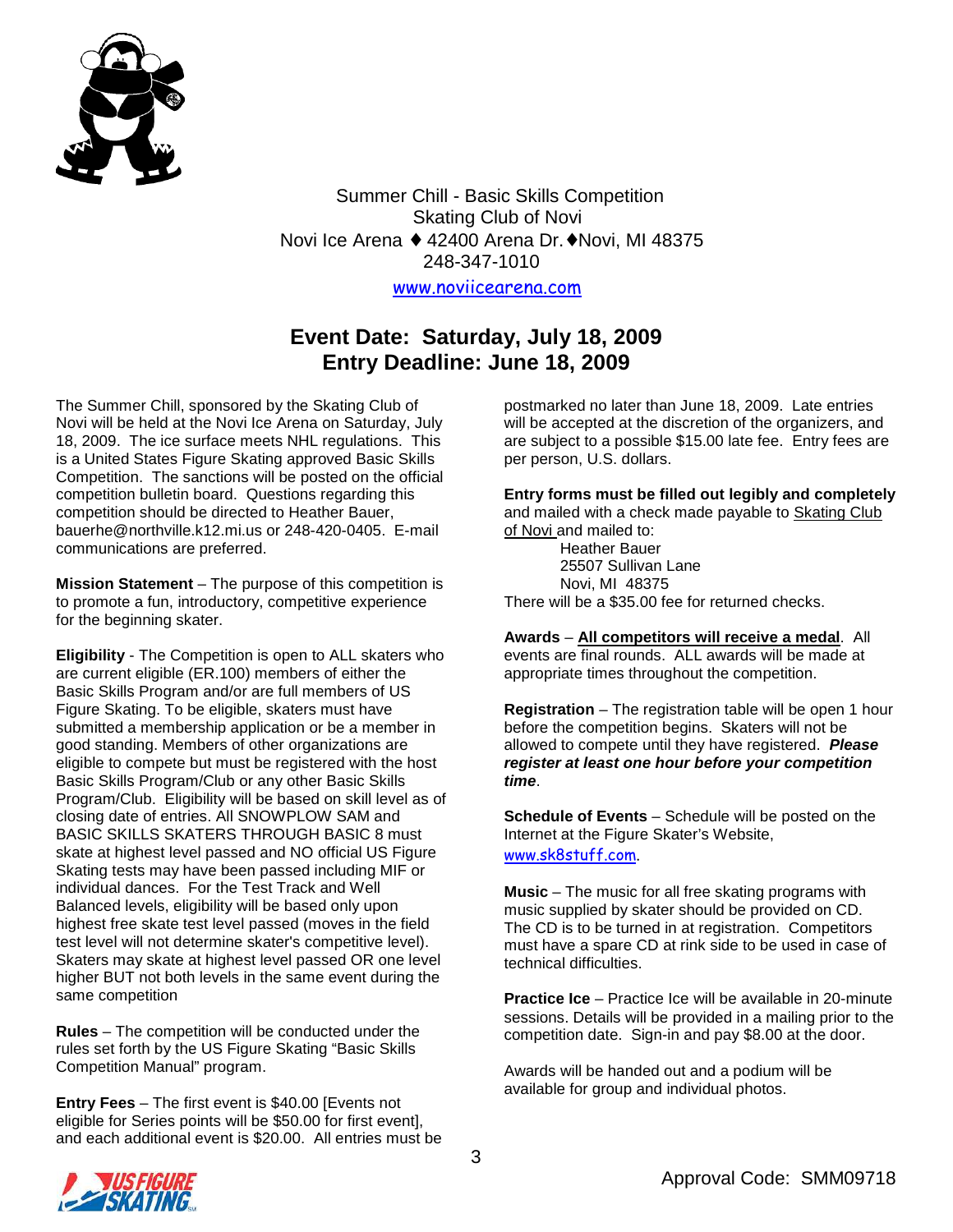Summer Chill - Basic Skills Competition
Skating Club of Novi
Novi Ice Arena ♦ 42400 Arena Dr.♦Novi, MI 48375
248-347-1010

www.noviicearena.com

## Event Date: Saturday, July 18, 2009
## Entry Deadline: June 18, 2009

The Summer Chill, sponsored by the Skating Club of Novi will be held at the Novi Ice Arena on Saturday, July 18, 2009. The ice surface meets NHL regulations. This is a United States Figure Skating approved Basic Skills Competition. The sanctions will be posted on the official competition bulletin board. Questions regarding this competition should be directed to Heather Bauer, bauerhe@northville.k12.mi.us or 248-420-0405. E-mail communications are preferred.

**Mission Statement** – The purpose of this competition is to promote a fun, introductory, competitive experience for the beginning skater.

**Eligibility** - The Competition is open to ALL skaters who are current eligible (ER.100) members of either the Basic Skills Program and/or are full members of US Figure Skating. To be eligible, skaters must have submitted a membership application or be a member in good standing. Members of other organizations are eligible to compete but must be registered with the host Basic Skills Program/Club or any other Basic Skills Program/Club. Eligibility will be based on skill level as of closing date of entries. All SNOWPLOW SAM and BASIC SKILLS SKATERS THROUGH BASIC 8 must skate at highest level passed and NO official US Figure Skating tests may have been passed including MIF or individual dances. For the Test Track and Well Balanced levels, eligibility will be based only upon highest free skate test level passed (moves in the field test level will not determine skater's competitive level). Skaters may skate at highest level passed OR one level higher BUT not both levels in the same event during the same competition

**Rules** – The competition will be conducted under the rules set forth by the US Figure Skating "Basic Skills Competition Manual" program.

**Entry Fees** – The first event is $40.00 [Events not eligible for Series points will be $50.00 for first event], and each additional event is $20.00. All entries must be postmarked no later than June 18, 2009. Late entries will be accepted at the discretion of the organizers, and are subject to a possible $15.00 late fee. Entry fees are per person, U.S. dollars.

**Entry forms must be filled out legibly and completely** and mailed with a check made payable to Skating Club of Novi and mailed to:

Heather Bauer
25507 Sullivan Lane
Novi, MI 48375

There will be a $35.00 fee for returned checks.

**Awards** – **All competitors will receive a medal**. All events are final rounds. ALL awards will be made at appropriate times throughout the competition.

**Registration** – The registration table will be open 1 hour before the competition begins. Skaters will not be allowed to compete until they have registered. ***Please register at least one hour before your competition time***.

**Schedule of Events** – Schedule will be posted on the Internet at the Figure Skater's Website, www.sk8stuff.com.

**Music** – The music for all free skating programs with music supplied by skater should be provided on CD. The CD is to be turned in at registration. Competitors must have a spare CD at rink side to be used in case of technical difficulties.

**Practice Ice** – Practice Ice will be available in 20-minute sessions. Details will be provided in a mailing prior to the competition date. Sign-in and pay $8.00 at the door.

Awards will be handed out and a podium will be available for group and individual photos.

Approval Code: SMM09718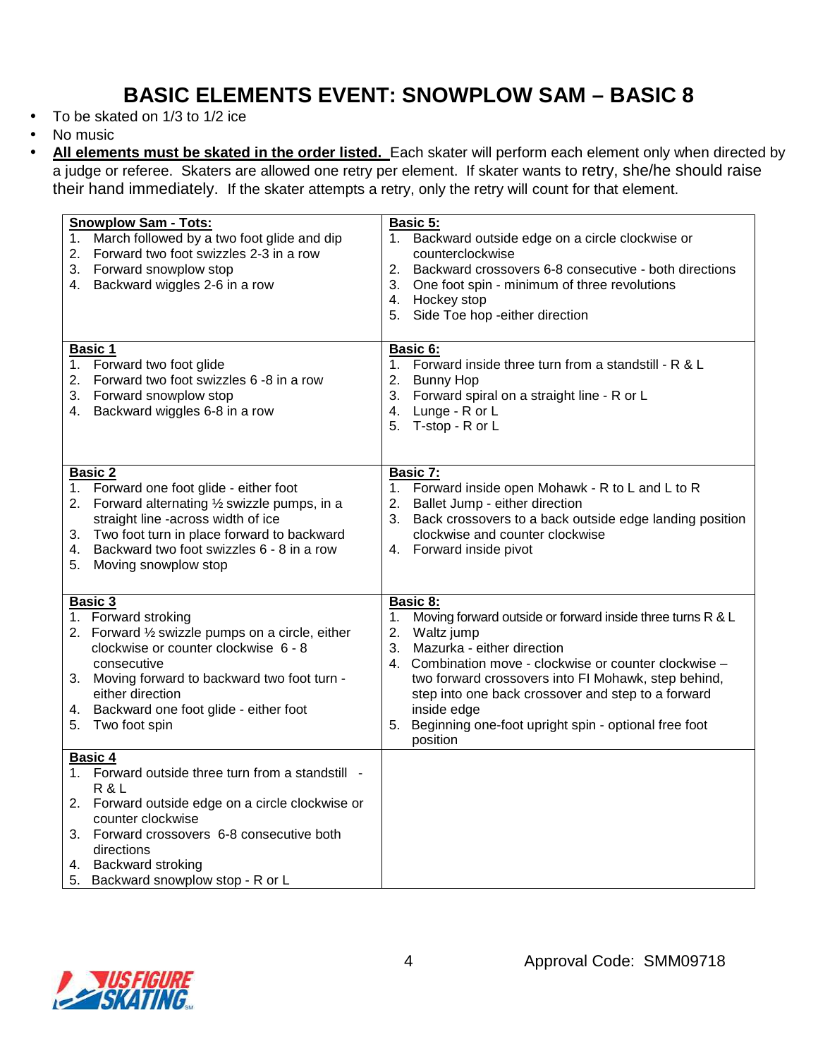# BASIC ELEMENTS EVENT: SNOWPLOW SAM – BASIC 8

- To be skated on 1/3 to 1/2 ice
- No music
- **<u>All elements must be skated in the order listed.</u>** Each skater will perform each element only when directed by a judge or referee. Skaters are allowed one retry per element. If skater wants to retry, she/he should raise their hand immediately. If the skater attempts a retry, only the retry will count for that element.

| | |
|---|---|
| **<u>Snowplow Sam - Tots:</u>**<br>1. March followed by a two foot glide and dip<br>2. Forward two foot swizzles 2-3 in a row<br>3. Forward snowplow stop<br>4. Backward wiggles 2-6 in a row | **<u>Basic 5:</u>**<br>1. Backward outside edge on a circle clockwise or counterclockwise<br>2. Backward crossovers 6-8 consecutive - both directions<br>3. One foot spin - minimum of three revolutions<br>4. Hockey stop<br>5. Side Toe hop -either direction |
| **<u>Basic 1</u>**<br>1. Forward two foot glide<br>2. Forward two foot swizzles 6 -8 in a row<br>3. Forward snowplow stop<br>4. Backward wiggles 6-8 in a row | **<u>Basic 6:</u>**<br>1. Forward inside three turn from a standstill - R & L<br>2. Bunny Hop<br>3. Forward spiral on a straight line - R or L<br>4. Lunge - R or L<br>5. T-stop - R or L |
| **<u>Basic 2</u>**<br>1. Forward one foot glide - either foot<br>2. Forward alternating ½ swizzle pumps, in a straight line -across width of ice<br>3. Two foot turn in place forward to backward<br>4. Backward two foot swizzles 6 - 8 in a row<br>5. Moving snowplow stop | **<u>Basic 7:</u>**<br>1. Forward inside open Mohawk - R to L and L to R<br>2. Ballet Jump - either direction<br>3. Back crossovers to a back outside edge landing position clockwise and counter clockwise<br>4. Forward inside pivot |
| **<u>Basic 3</u>**<br>1. Forward stroking<br>2. Forward ½ swizzle pumps on a circle, either clockwise or counter clockwise 6 - 8 consecutive<br>3. Moving forward to backward two foot turn - either direction<br>4. Backward one foot glide - either foot<br>5. Two foot spin | **<u>Basic 8:</u>**<br>1. Moving forward outside or forward inside three turns R & L<br>2. Waltz jump<br>3. Mazurka - either direction<br>4. Combination move - clockwise or counter clockwise – two forward crossovers into FI Mohawk, step behind, step into one back crossover and step to a forward inside edge<br>5. Beginning one-foot upright spin - optional free foot position |
| **<u>Basic 4</u>**<br>1. Forward outside three turn from a standstill - R & L<br>2. Forward outside edge on a circle clockwise or counter clockwise<br>3. Forward crossovers 6-8 consecutive both directions<br>4. Backward stroking<br>5. Backward snowplow stop - R or L | |

Approval Code: SMM09718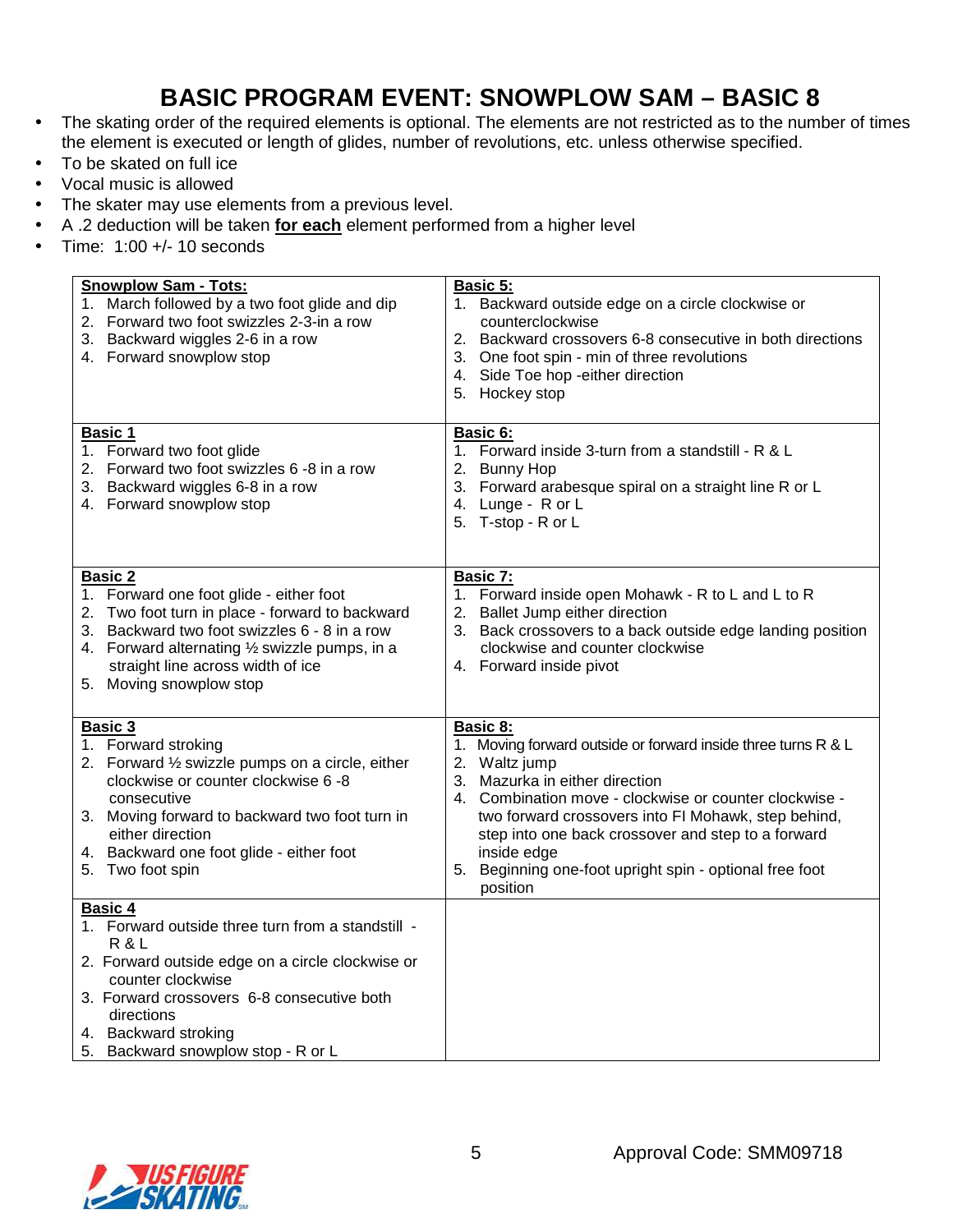# BASIC PROGRAM EVENT: SNOWPLOW SAM – BASIC 8

- The skating order of the required elements is optional. The elements are not restricted as to the number of times the element is executed or length of glides, number of revolutions, etc. unless otherwise specified.
- To be skated on full ice
- Vocal music is allowed
- The skater may use elements from a previous level.
- A .2 deduction will be taken **for each** element performed from a higher level
- Time: 1:00 +/- 10 seconds

| **Snowplow Sam - Tots:** | **Basic 5:** |
|---|---|
| 1. March followed by a two foot glide and dip<br>2. Forward two foot swizzles 2-3-in a row<br>3. Backward wiggles 2-6 in a row<br>4. Forward snowplow stop | 1. Backward outside edge on a circle clockwise or counterclockwise<br>2. Backward crossovers 6-8 consecutive in both directions<br>3. One foot spin - min of three revolutions<br>4. Side Toe hop -either direction<br>5. Hockey stop |
| **Basic 1**<br>1. Forward two foot glide<br>2. Forward two foot swizzles 6 -8 in a row<br>3. Backward wiggles 6-8 in a row<br>4. Forward snowplow stop | **Basic 6:**<br>1. Forward inside 3-turn from a standstill - R & L<br>2. Bunny Hop<br>3. Forward arabesque spiral on a straight line R or L<br>4. Lunge - R or L<br>5. T-stop - R or L |
| **Basic 2**<br>1. Forward one foot glide - either foot<br>2. Two foot turn in place - forward to backward<br>3. Backward two foot swizzles 6 - 8 in a row<br>4. Forward alternating ½ swizzle pumps, in a straight line across width of ice<br>5. Moving snowplow stop | **Basic 7:**<br>1. Forward inside open Mohawk - R to L and L to R<br>2. Ballet Jump either direction<br>3. Back crossovers to a back outside edge landing position clockwise and counter clockwise<br>4. Forward inside pivot |
| **Basic 3**<br>1. Forward stroking<br>2. Forward ½ swizzle pumps on a circle, either clockwise or counter clockwise 6 -8 consecutive<br>3. Moving forward to backward two foot turn in either direction<br>4. Backward one foot glide - either foot<br>5. Two foot spin | **Basic 8:**<br>1. Moving forward outside or forward inside three turns R & L<br>2. Waltz jump<br>3. Mazurka in either direction<br>4. Combination move - clockwise or counter clockwise - two forward crossovers into FI Mohawk, step behind, step into one back crossover and step to a forward inside edge<br>5. Beginning one-foot upright spin - optional free foot position |
| **Basic 4**<br>1. Forward outside three turn from a standstill - R & L<br>2. Forward outside edge on a circle clockwise or counter clockwise<br>3. Forward crossovers 6-8 consecutive both directions<br>4. Backward stroking<br>5. Backward snowplow stop - R or L | |

Approval Code: SMM09718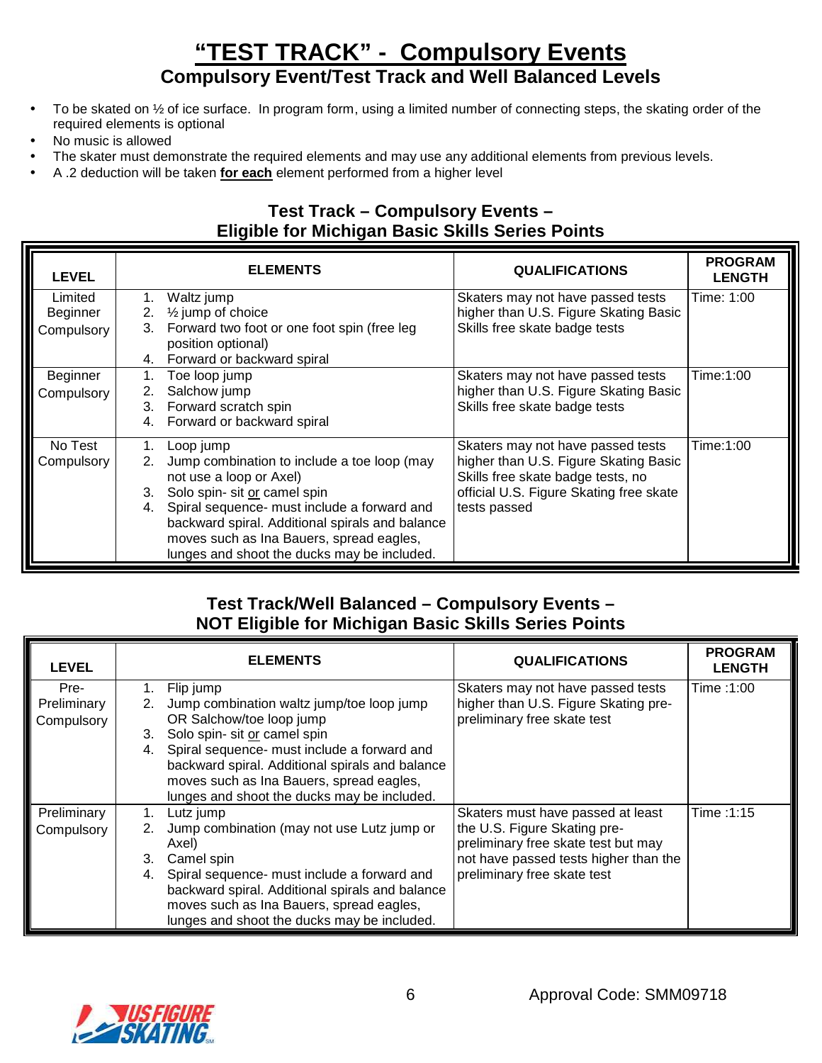# "TEST TRACK" - Compulsory Events

## Compulsory Event/Test Track and Well Balanced Levels

- To be skated on ½ of ice surface. In program form, using a limited number of connecting steps, the skating order of the required elements is optional
- No music is allowed
- The skater must demonstrate the required elements and may use any additional elements from previous levels.
- A .2 deduction will be taken **for each** element performed from a higher level

### Test Track – Compulsory Events – Eligible for Michigan Basic Skills Series Points

| LEVEL | ELEMENTS | QUALIFICATIONS | PROGRAM LENGTH |
|---|---|---|---|
| Limited Beginner Compulsory | 1. Waltz jump<br>2. ½ jump of choice<br>3. Forward two foot or one foot spin (free leg position optional)<br>4. Forward or backward spiral | Skaters may not have passed tests higher than U.S. Figure Skating Basic Skills free skate badge tests | Time: 1:00 |
| Beginner Compulsory | 1. Toe loop jump<br>2. Salchow jump<br>3. Forward scratch spin<br>4. Forward or backward spiral | Skaters may not have passed tests higher than U.S. Figure Skating Basic Skills free skate badge tests | Time:1:00 |
| No Test Compulsory | 1. Loop jump<br>2. Jump combination to include a toe loop (may not use a loop or Axel)<br>3. Solo spin- sit or camel spin<br>4. Spiral sequence- must include a forward and backward spiral. Additional spirals and balance moves such as Ina Bauers, spread eagles, lunges and shoot the ducks may be included. | Skaters may not have passed tests higher than U.S. Figure Skating Basic Skills free skate badge tests, no official U.S. Figure Skating free skate tests passed | Time:1:00 |

### Test Track/Well Balanced – Compulsory Events – NOT Eligible for Michigan Basic Skills Series Points

| LEVEL | ELEMENTS | QUALIFICATIONS | PROGRAM LENGTH |
|---|---|---|---|
| Pre-Preliminary Compulsory | 1. Flip jump<br>2. Jump combination waltz jump/toe loop jump OR Salchow/toe loop jump<br>3. Solo spin- sit or camel spin<br>4. Spiral sequence- must include a forward and backward spiral. Additional spirals and balance moves such as Ina Bauers, spread eagles, lunges and shoot the ducks may be included. | Skaters may not have passed tests higher than U.S. Figure Skating pre-preliminary free skate test | Time :1:00 |
| Preliminary Compulsory | 1. Lutz jump<br>2. Jump combination (may not use Lutz jump or Axel)<br>3. Camel spin<br>4. Spiral sequence- must include a forward and backward spiral. Additional spirals and balance moves such as Ina Bauers, spread eagles, lunges and shoot the ducks may be included. | Skaters must have passed at least the U.S. Figure Skating pre-preliminary free skate test but may not have passed tests higher than the preliminary free skate test | Time :1:15 |

Approval Code: SMM09718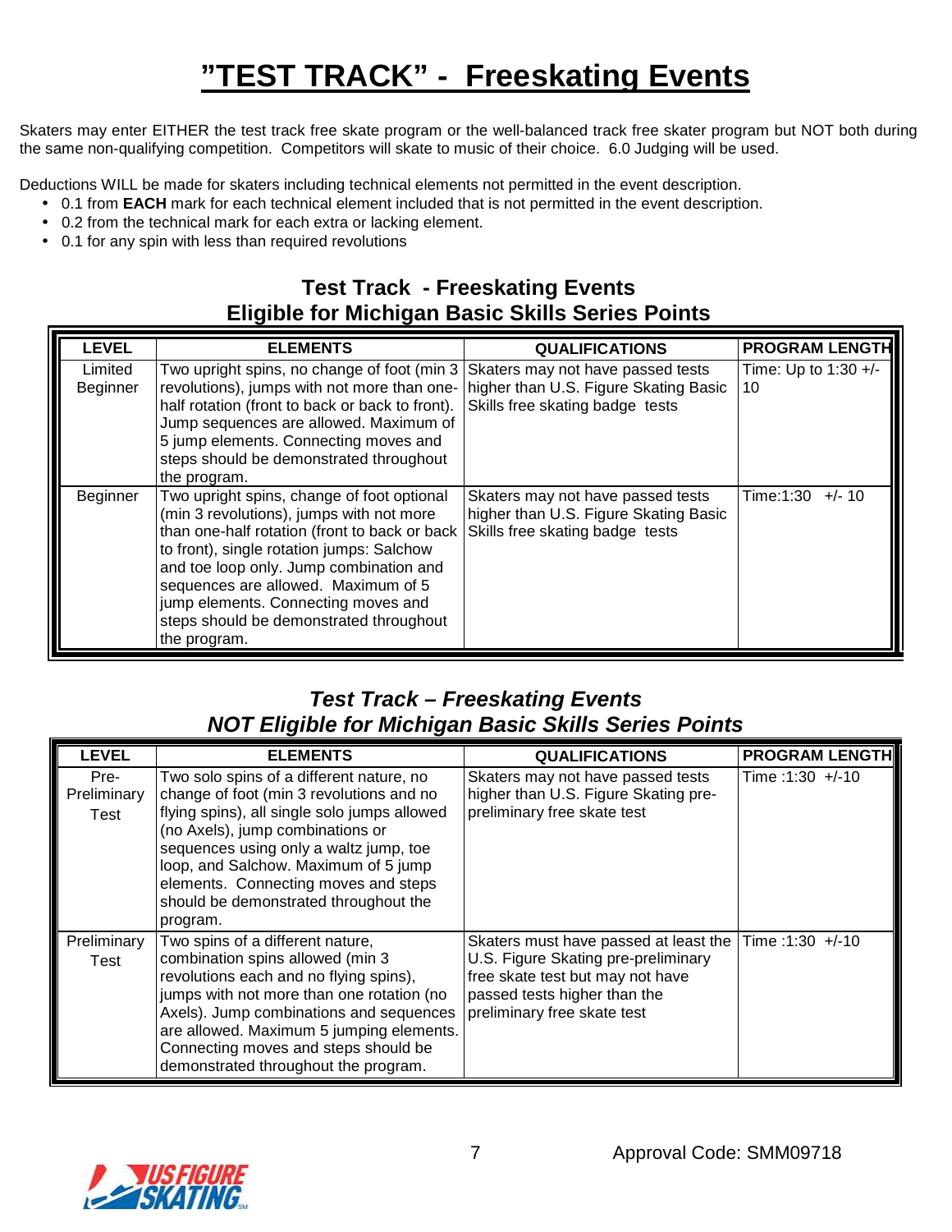# "TEST TRACK" - Freeskating Events

Skaters may enter EITHER the test track free skate program or the well-balanced track free skater program but NOT both during the same non-qualifying competition. Competitors will skate to music of their choice. 6.0 Judging will be used.

Deductions WILL be made for skaters including technical elements not permitted in the event description.

- 0.1 from **EACH** mark for each technical element included that is not permitted in the event description.
- 0.2 from the technical mark for each extra or lacking element.
- 0.1 for any spin with less than required revolutions

## Test Track - Freeskating Events
## Eligible for Michigan Basic Skills Series Points

| LEVEL | ELEMENTS | QUALIFICATIONS | PROGRAM LENGTH |
|---|---|---|---|
| Limited Beginner | Two upright spins, no change of foot (min 3 revolutions), jumps with not more than one-half rotation (front to back or back to front). Jump sequences are allowed. Maximum of 5 jump elements. Connecting moves and steps should be demonstrated throughout the program. | Skaters may not have passed tests higher than U.S. Figure Skating Basic Skills free skating badge tests | Time: Up to 1:30 +/- 10 |
| Beginner | Two upright spins, change of foot optional (min 3 revolutions), jumps with not more than one-half rotation (front to back or back to front), single rotation jumps: Salchow and toe loop only. Jump combination and sequences are allowed. Maximum of 5 jump elements. Connecting moves and steps should be demonstrated throughout the program. | Skaters may not have passed tests higher than U.S. Figure Skating Basic Skills free skating badge tests | Time:1:30 +/- 10 |

## *Test Track – Freeskating Events*
## *NOT Eligible for Michigan Basic Skills Series Points*

| LEVEL | ELEMENTS | QUALIFICATIONS | PROGRAM LENGTH |
|---|---|---|---|
| Pre-Preliminary Test | Two solo spins of a different nature, no change of foot (min 3 revolutions and no flying spins), all single solo jumps allowed (no Axels), jump combinations or sequences using only a waltz jump, toe loop, and Salchow. Maximum of 5 jump elements. Connecting moves and steps should be demonstrated throughout the program. | Skaters may not have passed tests higher than U.S. Figure Skating pre-preliminary free skate test | Time :1:30 +/-10 |
| Preliminary Test | Two spins of a different nature, combination spins allowed (min 3 revolutions each and no flying spins), jumps with not more than one rotation (no Axels). Jump combinations and sequences are allowed. Maximum 5 jumping elements. Connecting moves and steps should be demonstrated throughout the program. | Skaters must have passed at least the U.S. Figure Skating pre-preliminary free skate test but may not have passed tests higher than the preliminary free skate test | Time :1:30 +/-10 |

Approval Code: SMM09718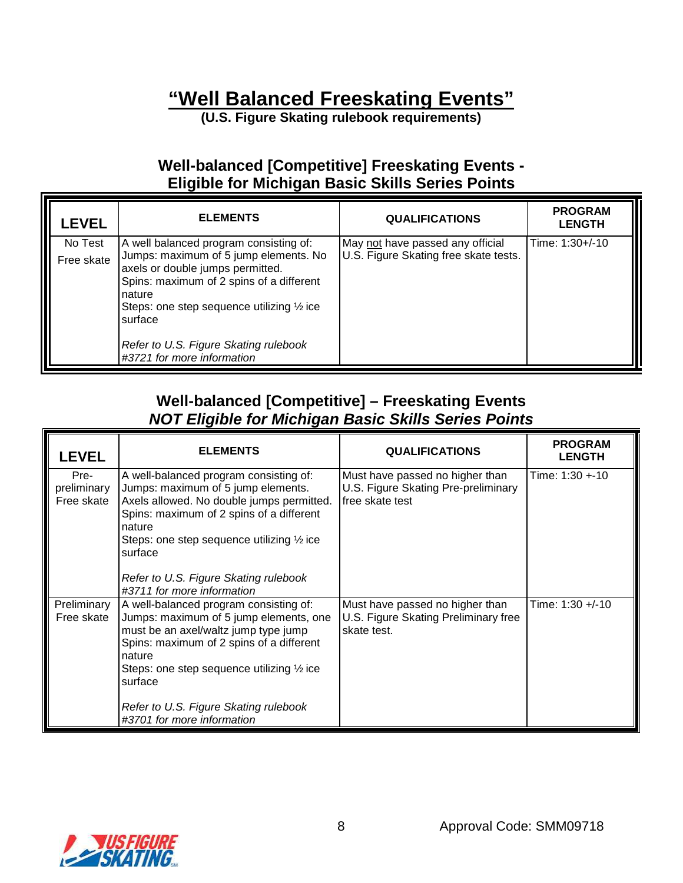# "Well Balanced Freeskating Events"

**(U.S. Figure Skating rulebook requirements)**

## Well-balanced [Competitive] Freeskating Events - Eligible for Michigan Basic Skills Series Points

| LEVEL | ELEMENTS | QUALIFICATIONS | PROGRAM LENGTH |
|---|---|---|---|
| No Test Free skate | A well balanced program consisting of:<br>Jumps: maximum of 5 jump elements. No axels or double jumps permitted.<br>Spins: maximum of 2 spins of a different nature<br>Steps: one step sequence utilizing ½ ice surface<br><br>*Refer to U.S. Figure Skating rulebook #3721 for more information* | May not have passed any official U.S. Figure Skating free skate tests. | Time: 1:30+/-10 |

## Well-balanced [Competitive] – Freeskating Events *NOT Eligible for Michigan Basic Skills Series Points*

| LEVEL | ELEMENTS | QUALIFICATIONS | PROGRAM LENGTH |
|---|---|---|---|
| Pre-preliminary Free skate | A well-balanced program consisting of:<br>Jumps: maximum of 5 jump elements. Axels allowed. No double jumps permitted.<br>Spins: maximum of 2 spins of a different nature<br>Steps: one step sequence utilizing ½ ice surface<br><br>*Refer to U.S. Figure Skating rulebook #3711 for more information* | Must have passed no higher than U.S. Figure Skating Pre-preliminary free skate test | Time: 1:30 +-10 |
| Preliminary Free skate | A well-balanced program consisting of:<br>Jumps: maximum of 5 jump elements, one must be an axel/waltz jump type jump<br>Spins: maximum of 2 spins of a different nature<br>Steps: one step sequence utilizing ½ ice surface<br><br>*Refer to U.S. Figure Skating rulebook #3701 for more information* | Must have passed no higher than U.S. Figure Skating Preliminary free skate test. | Time: 1:30 +/-10 |

Approval Code: SMM09718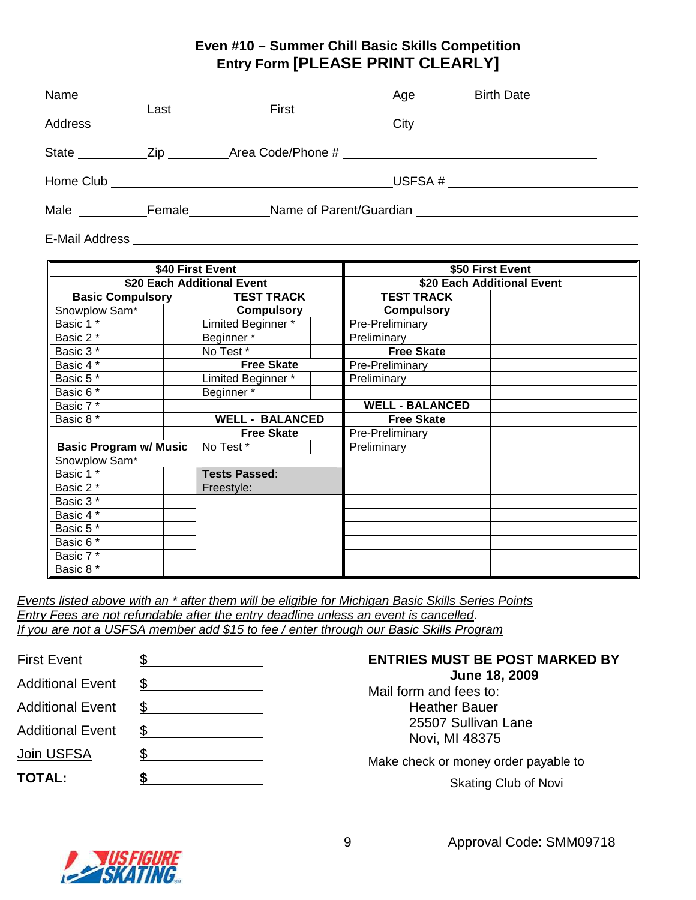## Even #10 – Summer Chill Basic Skills Competition
### Entry Form [PLEASE PRINT CLEARLY]

Name ______________________________ Age ________ Birth Date ______________
Last First

Address ______________________________ City ______________________

State __________ Zip _________ Area Code/Phone # ______________________

Home Club ______________________________ USFSA # __________________

Male __________ Female __________ Name of Parent/Guardian ______________________

E-Mail Address ______________________________________________

| $40 First Event<br>$20 Each Additional Event | | | | $50 First Event<br>$20 Each Additional Event | | | |
|---|---|---|---|---|---|---|---|
| **Basic Compulsory** | | **TEST TRACK** | | **TEST TRACK** | | | |
| Snowplow Sam* | | **Compulsory** | | **Compulsory** | | | |
| Basic 1 * | | Limited Beginner * | | Pre-Preliminary | | | |
| Basic 2 * | | Beginner * | | Preliminary | | | |
| Basic 3 * | | No Test * | | **Free Skate** | | | |
| Basic 4 * | | **Free Skate** | | Pre-Preliminary | | | |
| Basic 5 * | | Limited Beginner * | | Preliminary | | | |
| Basic 6 * | | Beginner * | | | | | |
| Basic 7 * | | | | **WELL - BALANCED** | | | |
| Basic 8 * | | **WELL - BALANCED** | | **Free Skate** | | | |
| | | **Free Skate** | | Pre-Preliminary | | | |
| **Basic Program w/ Music** | | No Test * | | Preliminary | | | |
| Snowplow Sam* | | | | | | | |
| Basic 1 * | | **Tests Passed**: | | | | | |
| Basic 2 * | | Freestyle: | | | | | |
| Basic 3 * | | | | | | | |
| Basic 4 * | | | | | | | |
| Basic 5 * | | | | | | | |
| Basic 6 * | | | | | | | |
| Basic 7 * | | | | | | | |
| Basic 8 * | | | | | | | |

*Events listed above with an * after them will be eligible for Michigan Basic Skills Series Points*
*Entry Fees are not refundable after the entry deadline unless an event is cancelled*.
*If you are not a USFSA member add $15 to fee / enter through our Basic Skills Program*

First Event $ __________

Additional Event $ __________

Additional Event $ __________

Additional Event $ __________

Join USFSA $ __________

**TOTAL: $ __________**

**ENTRIES MUST BE POST MARKED BY June 18, 2009**

Mail form and fees to:
Heather Bauer
25507 Sullivan Lane
Novi, MI 48375

Make check or money order payable to
Skating Club of Novi

Approval Code: SMM09718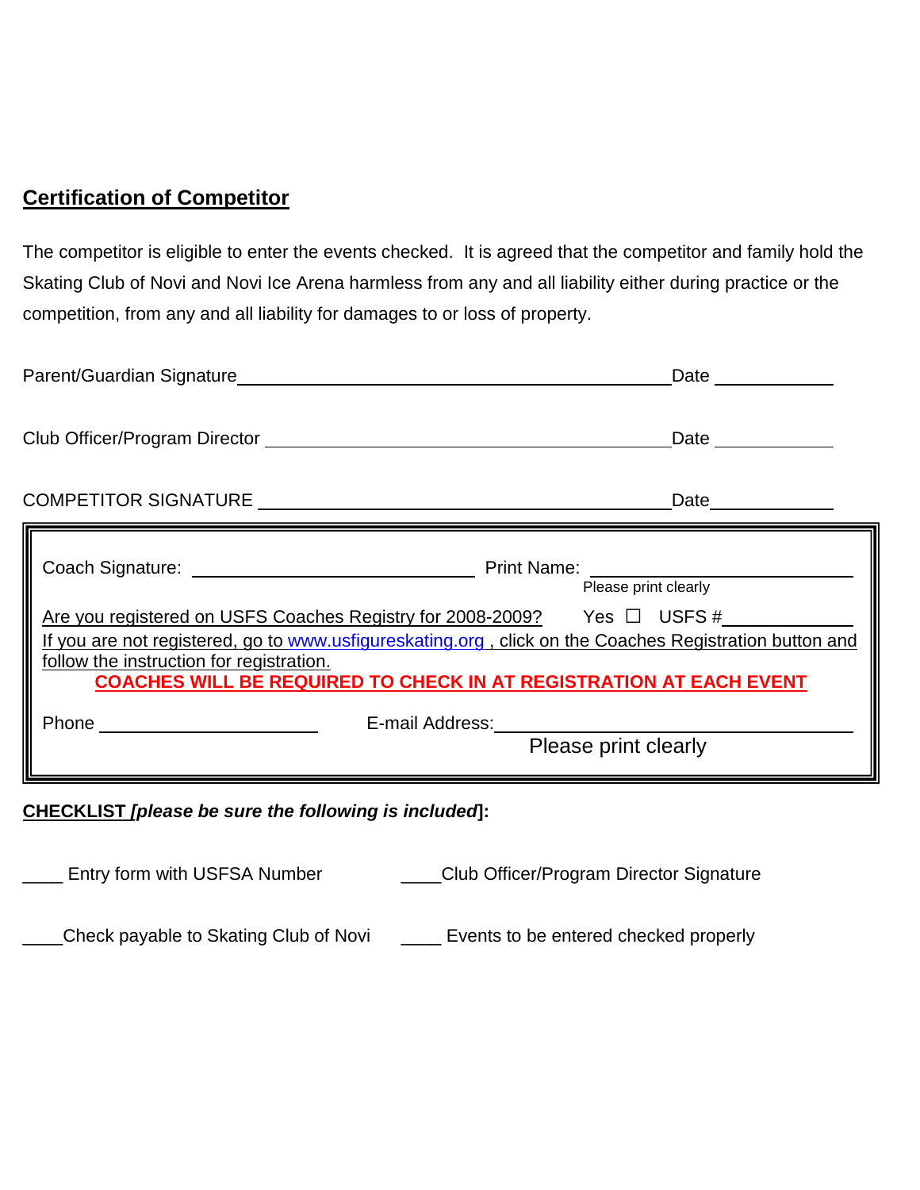## Certification of Competitor

The competitor is eligible to enter the events checked. It is agreed that the competitor and family hold the Skating Club of Novi and Novi Ice Arena harmless from any and all liability either during practice or the competition, from any and all liability for damages to or loss of property.

Parent/Guardian Signature\_\_\_\_\_\_\_\_\_\_\_\_\_\_\_\_\_\_\_\_\_\_\_\_\_\_\_\_\_\_\_\_\_\_\_\_\_\_\_\_\_\_\_\_Date \_\_\_\_\_\_\_\_\_\_\_\_

Club Officer/Program Director \_\_\_\_\_\_\_\_\_\_\_\_\_\_\_\_\_\_\_\_\_\_\_\_\_\_\_\_\_\_\_\_\_\_\_\_\_\_\_\_\_Date \_\_\_\_\_\_\_\_\_\_\_\_

COMPETITOR SIGNATURE \_\_\_\_\_\_\_\_\_\_\_\_\_\_\_\_\_\_\_\_\_\_\_\_\_\_\_\_\_\_\_\_\_\_\_\_\_\_\_\_\_Date\_\_\_\_\_\_\_\_\_\_\_\_

---

Coach Signature: \_\_\_\_\_\_\_\_\_\_\_\_\_\_\_\_\_\_\_\_\_\_\_\_\_\_\_\_\_ Print Name: \_\_\_\_\_\_\_\_\_\_\_\_\_\_\_\_\_\_\_\_\_\_\_\_\_\_\_
Please print clearly

Are you registered on USFS Coaches Registry for 2008-2009? Yes ☐ USFS #\_\_\_\_\_\_\_\_\_\_\_\_

If you are not registered, go to www.usfigureskating.org , click on the Coaches Registration button and follow the instruction for registration.

**COACHES WILL BE REQUIRED TO CHECK IN AT REGISTRATION AT EACH EVENT**

Phone \_\_\_\_\_\_\_\_\_\_\_\_\_\_\_\_\_\_\_\_\_\_ E-mail Address:\_\_\_\_\_\_\_\_\_\_\_\_\_\_\_\_\_\_\_\_\_\_\_\_\_\_\_\_\_\_\_\_\_\_\_\_
Please print clearly

---

**CHECKLIST *[please be sure the following is included*]:**

\_\_\_\_ Entry form with USFSA Number

\_\_\_\_Club Officer/Program Director Signature

\_\_\_\_Check payable to Skating Club of Novi

\_\_\_\_ Events to be entered checked properly